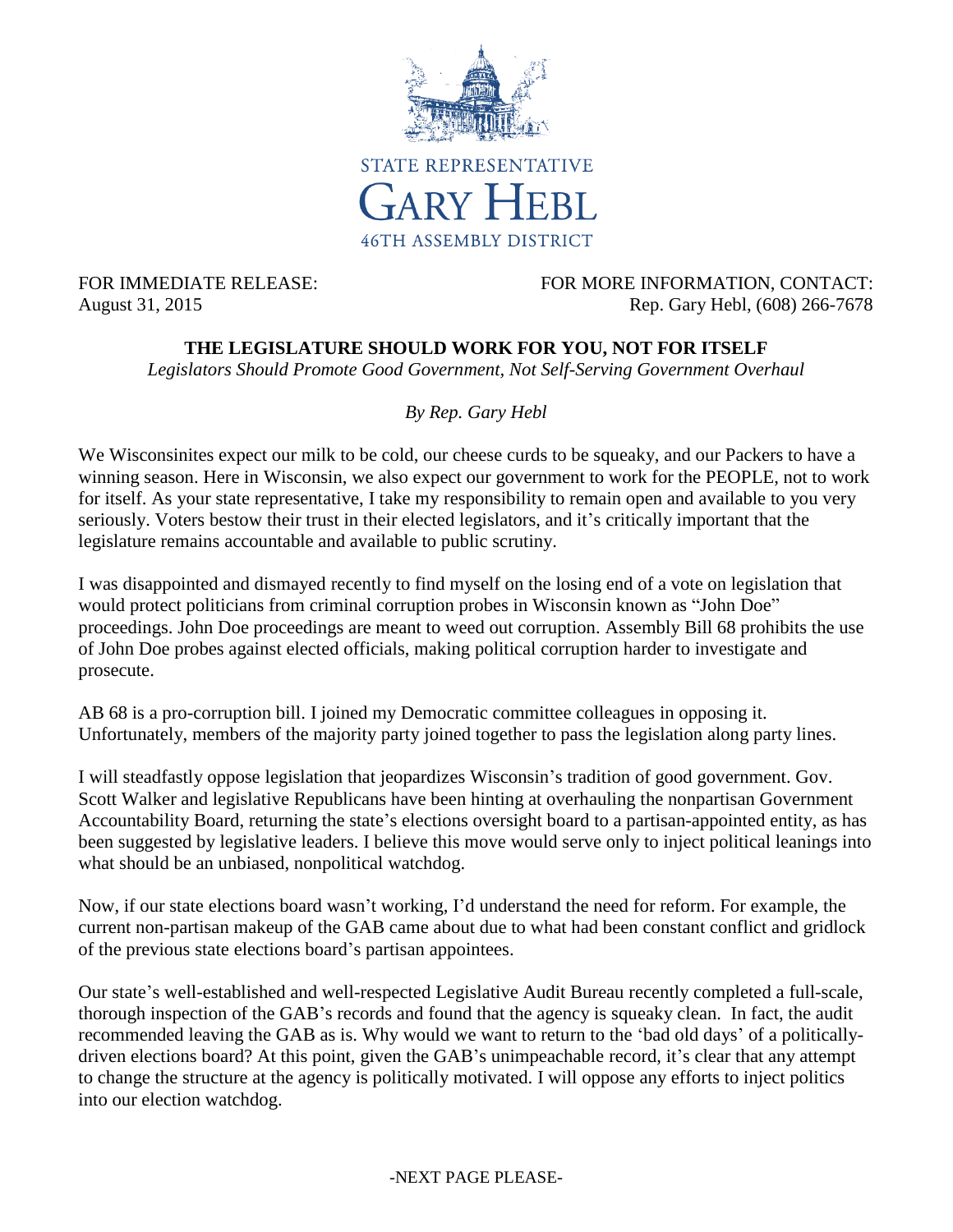STATE REPRESENTATIVE

GARY HEBL

46TH ASSEMBLY DISTRICT

FOR IMMEDIATE RELEASE:
August 31, 2015

FOR MORE INFORMATION, CONTACT:
Rep. Gary Hebl, (608) 266-7678

# THE LEGISLATURE SHOULD WORK FOR YOU, NOT FOR ITSELF

*Legislators Should Promote Good Government, Not Self-Serving Government Overhaul*

*By Rep. Gary Hebl*

We Wisconsinites expect our milk to be cold, our cheese curds to be squeaky, and our Packers to have a winning season. Here in Wisconsin, we also expect our government to work for the PEOPLE, not to work for itself. As your state representative, I take my responsibility to remain open and available to you very seriously. Voters bestow their trust in their elected legislators, and it's critically important that the legislature remains accountable and available to public scrutiny.

I was disappointed and dismayed recently to find myself on the losing end of a vote on legislation that would protect politicians from criminal corruption probes in Wisconsin known as "John Doe" proceedings. John Doe proceedings are meant to weed out corruption. Assembly Bill 68 prohibits the use of John Doe probes against elected officials, making political corruption harder to investigate and prosecute.

AB 68 is a pro-corruption bill. I joined my Democratic committee colleagues in opposing it. Unfortunately, members of the majority party joined together to pass the legislation along party lines.

I will steadfastly oppose legislation that jeopardizes Wisconsin's tradition of good government. Gov. Scott Walker and legislative Republicans have been hinting at overhauling the nonpartisan Government Accountability Board, returning the state's elections oversight board to a partisan-appointed entity, as has been suggested by legislative leaders. I believe this move would serve only to inject political leanings into what should be an unbiased, nonpolitical watchdog.

Now, if our state elections board wasn't working, I'd understand the need for reform. For example, the current non-partisan makeup of the GAB came about due to what had been constant conflict and gridlock of the previous state elections board's partisan appointees.

Our state's well-established and well-respected Legislative Audit Bureau recently completed a full-scale, thorough inspection of the GAB's records and found that the agency is squeaky clean. In fact, the audit recommended leaving the GAB as is. Why would we want to return to the 'bad old days' of a politically-driven elections board? At this point, given the GAB's unimpeachable record, it's clear that any attempt to change the structure at the agency is politically motivated. I will oppose any efforts to inject politics into our election watchdog.

-NEXT PAGE PLEASE-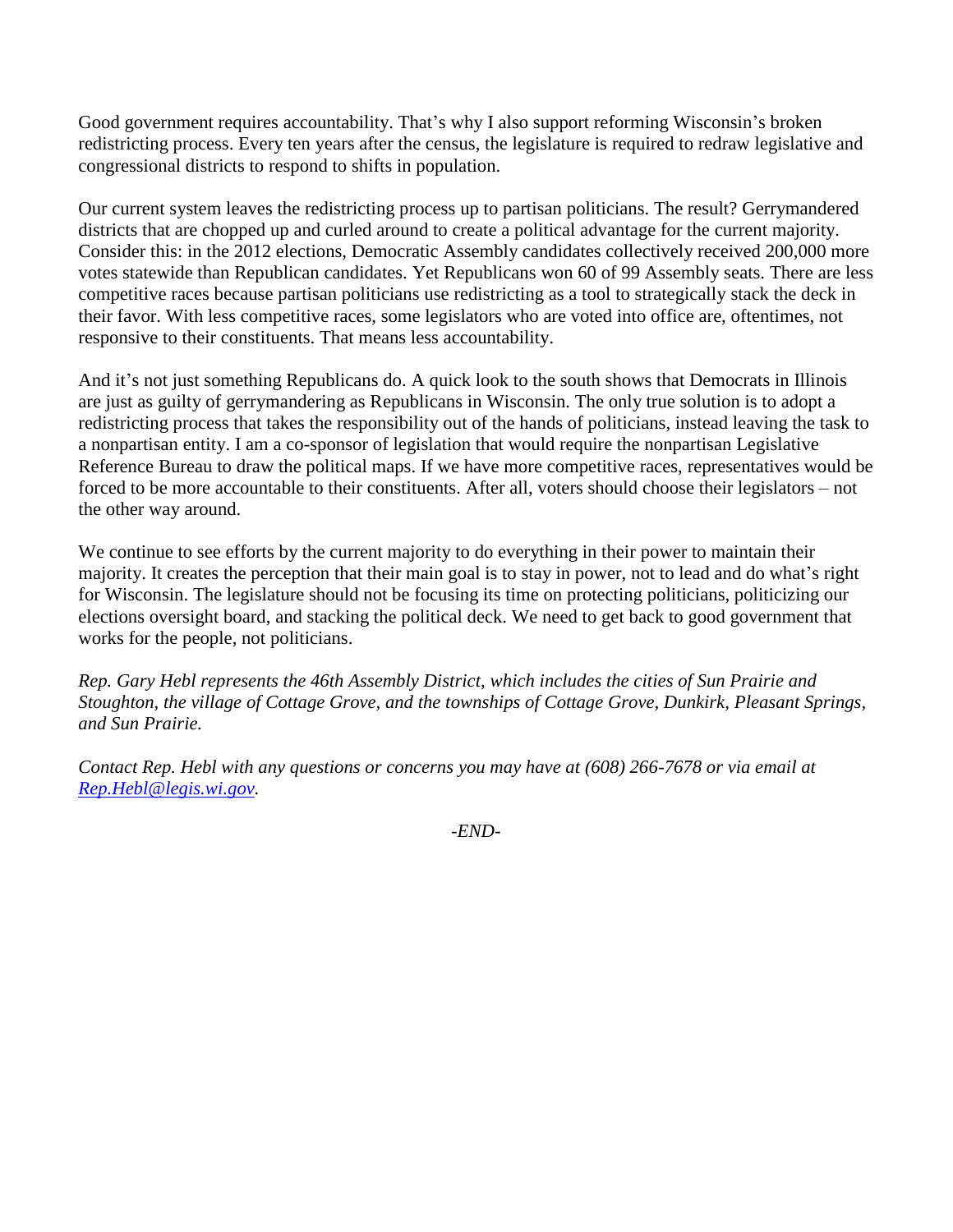Good government requires accountability. That's why I also support reforming Wisconsin's broken redistricting process. Every ten years after the census, the legislature is required to redraw legislative and congressional districts to respond to shifts in population.

Our current system leaves the redistricting process up to partisan politicians. The result? Gerrymandered districts that are chopped up and curled around to create a political advantage for the current majority. Consider this: in the 2012 elections, Democratic Assembly candidates collectively received 200,000 more votes statewide than Republican candidates. Yet Republicans won 60 of 99 Assembly seats. There are less competitive races because partisan politicians use redistricting as a tool to strategically stack the deck in their favor. With less competitive races, some legislators who are voted into office are, oftentimes, not responsive to their constituents. That means less accountability.

And it's not just something Republicans do. A quick look to the south shows that Democrats in Illinois are just as guilty of gerrymandering as Republicans in Wisconsin. The only true solution is to adopt a redistricting process that takes the responsibility out of the hands of politicians, instead leaving the task to a nonpartisan entity. I am a co-sponsor of legislation that would require the nonpartisan Legislative Reference Bureau to draw the political maps. If we have more competitive races, representatives would be forced to be more accountable to their constituents. After all, voters should choose their legislators – not the other way around.

We continue to see efforts by the current majority to do everything in their power to maintain their majority. It creates the perception that their main goal is to stay in power, not to lead and do what's right for Wisconsin. The legislature should not be focusing its time on protecting politicians, politicizing our elections oversight board, and stacking the political deck. We need to get back to good government that works for the people, not politicians.

*Rep. Gary Hebl represents the 46th Assembly District, which includes the cities of Sun Prairie and Stoughton, the village of Cottage Grove, and the townships of Cottage Grove, Dunkirk, Pleasant Springs, and Sun Prairie.*

*Contact Rep. Hebl with any questions or concerns you may have at (608) 266-7678 or via email at [Rep.Hebl@legis.wi.gov](mailto:Rep.Hebl@legis.wi.gov).*

*-END-*